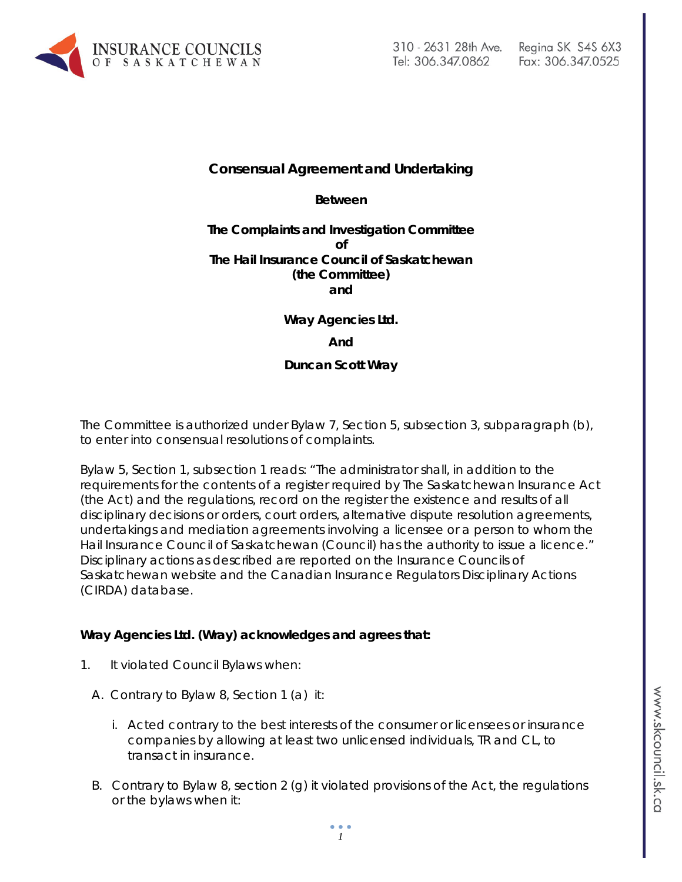**Consensual Agreement and Undertaking**

**Between**

**The Complaints and Investigation Committee**
**of**
**The Hail Insurance Council of Saskatchewan**
**(the Committee)**
**and**

**Wray Agencies Ltd.**

**And**

**Duncan Scott Wray**

The Committee is authorized under Bylaw 7, Section 5, subsection 3, subparagraph (b), to enter into consensual resolutions of complaints.

Bylaw 5, Section 1, subsection 1 reads: "The administrator shall, in addition to the requirements for the contents of a register required by The Saskatchewan Insurance Act (the Act) and the regulations, record on the register the existence and results of all disciplinary decisions or orders, court orders, alternative dispute resolution agreements, undertakings and mediation agreements involving a licensee or a person to whom the Hail Insurance Council of Saskatchewan (Council) has the authority to issue a licence." Disciplinary actions as described are reported on the Insurance Councils of Saskatchewan website and the Canadian Insurance Regulators Disciplinary Actions (CIRDA) database.

**Wray Agencies Ltd. (Wray) acknowledges and agrees that:**

1. It violated Council Bylaws when:

   A. Contrary to Bylaw 8, Section 1 (a) it:

      i. Acted contrary to the best interests of the consumer or licensees or insurance companies by allowing at least two unlicensed individuals, TR and CL, to transact in insurance.

   B. Contrary to Bylaw 8, section 2 (g) it violated provisions of the Act, the regulations or the bylaws when it: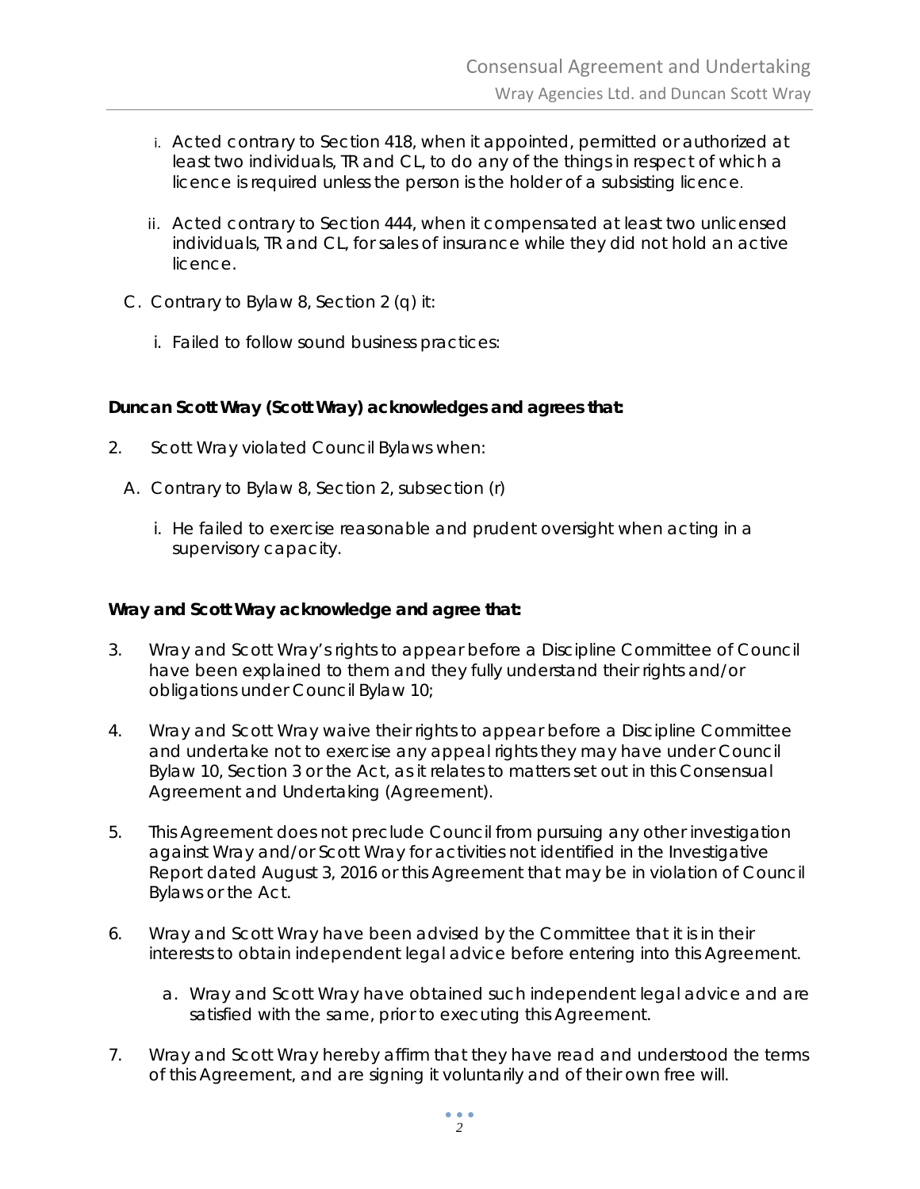i. Acted contrary to Section 418, when it appointed, permitted or authorized at least two individuals, TR and CL, to do any of the things in respect of which a licence is required unless the person is the holder of a subsisting licence.

ii. Acted contrary to Section 444, when it compensated at least two unlicensed individuals, TR and CL, for sales of insurance while they did not hold an active licence.

C. Contrary to Bylaw 8, Section 2 (q) it:

   i. Failed to follow sound business practices:

**Duncan Scott Wray (Scott Wray) acknowledges and agrees that:**

2. Scott Wray violated Council Bylaws when:

   A. Contrary to Bylaw 8, Section 2, subsection (r)

      i. He failed to exercise reasonable and prudent oversight when acting in a supervisory capacity.

**Wray and Scott Wray acknowledge and agree that:**

3. Wray and Scott Wray's rights to appear before a Discipline Committee of Council have been explained to them and they fully understand their rights and/or obligations under Council Bylaw 10;

4. Wray and Scott Wray waive their rights to appear before a Discipline Committee and undertake not to exercise any appeal rights they may have under Council Bylaw 10, Section 3 or the Act, as it relates to matters set out in this Consensual Agreement and Undertaking (Agreement).

5. This Agreement does not preclude Council from pursuing any other investigation against Wray and/or Scott Wray for activities not identified in the Investigative Report dated August 3, 2016 or this Agreement that may be in violation of Council Bylaws or the Act.

6. Wray and Scott Wray have been advised by the Committee that it is in their interests to obtain independent legal advice before entering into this Agreement.

   a. Wray and Scott Wray have obtained such independent legal advice and are satisfied with the same, prior to executing this Agreement.

7. Wray and Scott Wray hereby affirm that they have read and understood the terms of this Agreement, and are signing it voluntarily and of their own free will.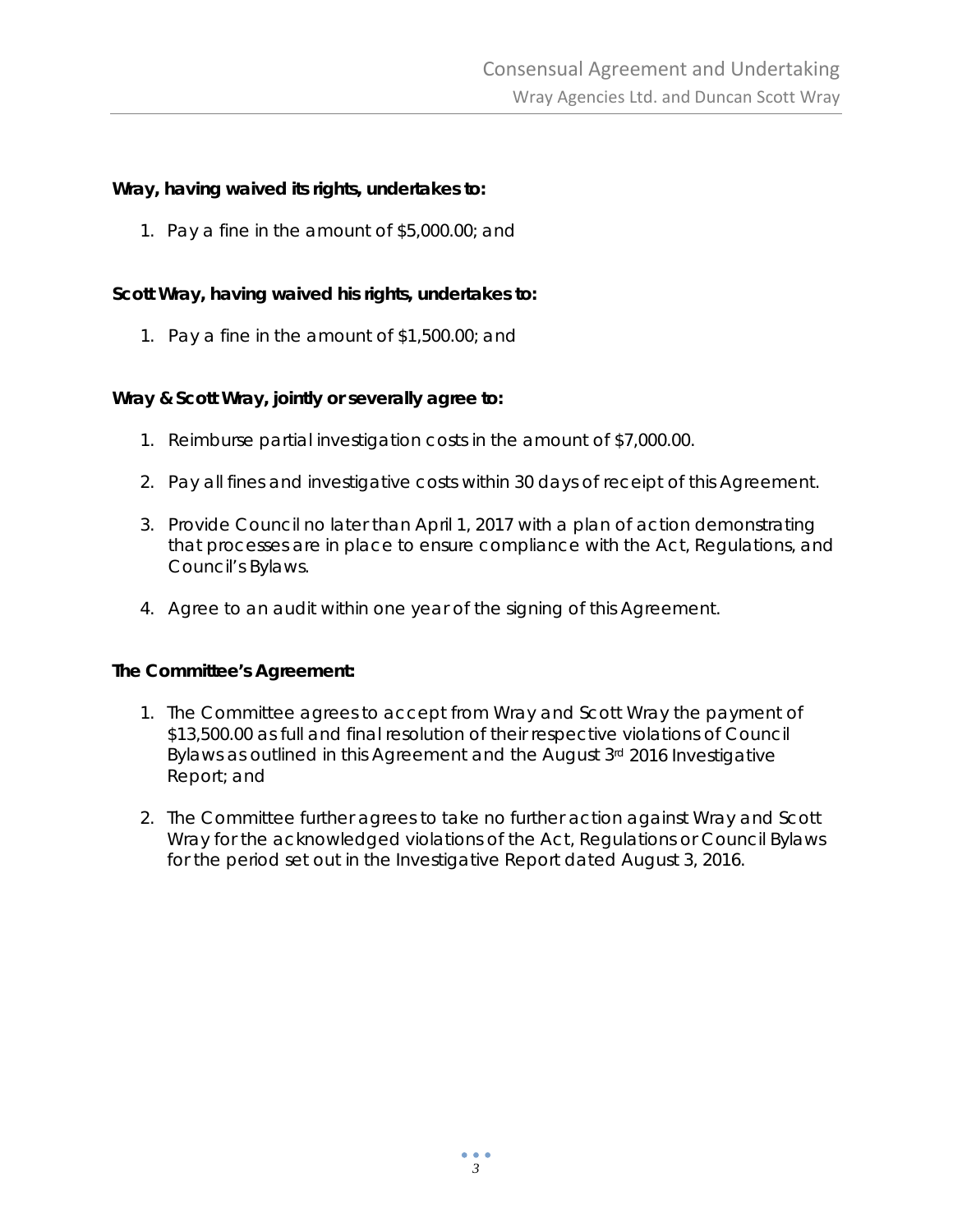**Wray, having waived its rights, undertakes to:**

1. Pay a fine in the amount of $5,000.00; and

**Scott Wray, having waived his rights, undertakes to:**

1. Pay a fine in the amount of $1,500.00; and

**Wray & Scott Wray, jointly or severally agree to:**

1. Reimburse partial investigation costs in the amount of $7,000.00.
2. Pay all fines and investigative costs within 30 days of receipt of this Agreement.
3. Provide Council no later than April 1, 2017 with a plan of action demonstrating that processes are in place to ensure compliance with the Act, Regulations, and Council's Bylaws.
4. Agree to an audit within one year of the signing of this Agreement.

**The Committee's Agreement:**

1. The Committee agrees to accept from Wray and Scott Wray the payment of $13,500.00 as full and final resolution of their respective violations of Council Bylaws as outlined in this Agreement and the August 3rd 2016 Investigative Report; and
2. The Committee further agrees to take no further action against Wray and Scott Wray for the acknowledged violations of the Act, Regulations or Council Bylaws for the period set out in the Investigative Report dated August 3, 2016.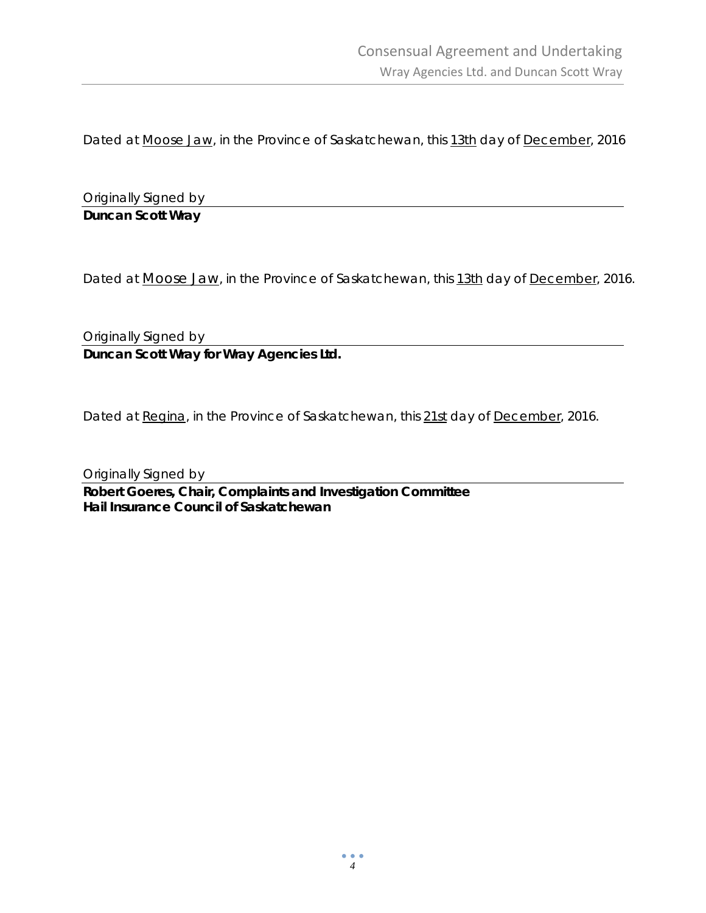Dated at Moose Jaw, in the Province of Saskatchewan, this 13th day of December, 2016

Originally Signed by

**Duncan Scott Wray**

Dated at Moose Jaw, in the Province of Saskatchewan, this 13th day of December, 2016.

Originally Signed by

**Duncan Scott Wray for Wray Agencies Ltd.**

Dated at Regina, in the Province of Saskatchewan, this 21st day of December, 2016.

Originally Signed by

**Robert Goeres, Chair, Complaints and Investigation Committee**
**Hail Insurance Council of Saskatchewan**